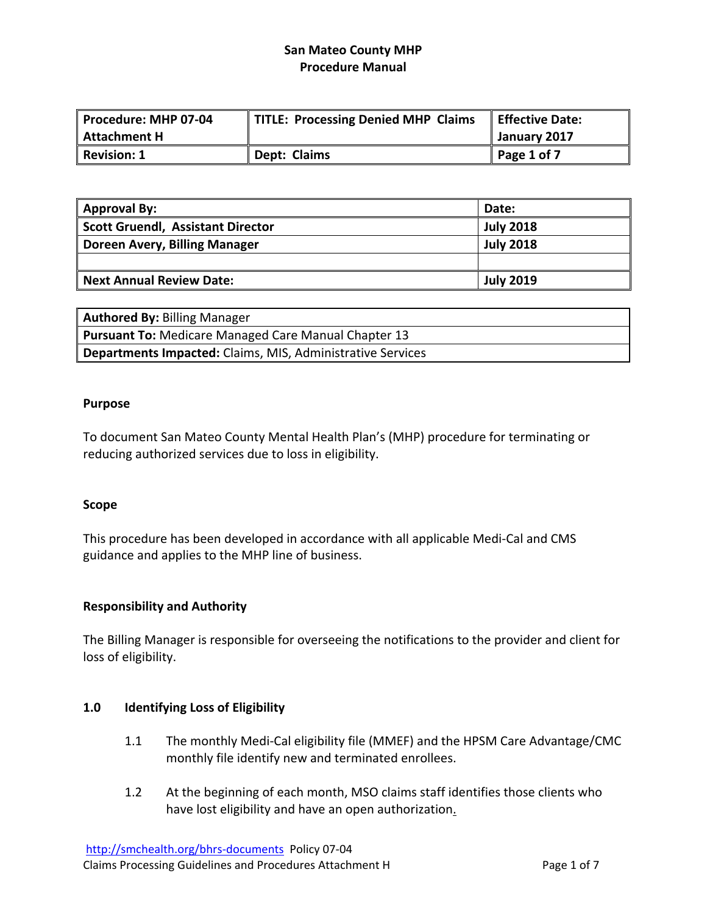**San Mateo County MHP**
**Procedure Manual**

| **Procedure: MHP 07-04 Attachment H** | **TITLE: Processing Denied MHP Claims** | **Effective Date: January 2017** |
|---|---|---|
| **Revision: 1** | **Dept: Claims** | **Page 1 of 7** |

| **Approval By:** | **Date:** |
|---|---|
| **Scott Gruendl, Assistant Director** | **July 2018** |
| **Doreen Avery, Billing Manager** | **July 2018** |
| | |
| **Next Annual Review Date:** | **July 2019** |

| **Authored By:** Billing Manager |
|---|
| **Pursuant To:** Medicare Managed Care Manual Chapter 13 |
| **Departments Impacted:** Claims, MIS, Administrative Services |

**Purpose**

To document San Mateo County Mental Health Plan's (MHP) procedure for terminating or reducing authorized services due to loss in eligibility.

**Scope**

This procedure has been developed in accordance with all applicable Medi-Cal and CMS guidance and applies to the MHP line of business.

**Responsibility and Authority**

The Billing Manager is responsible for overseeing the notifications to the provider and client for loss of eligibility.

**1.0 Identifying Loss of Eligibility**

1.1 The monthly Medi-Cal eligibility file (MMEF) and the HPSM Care Advantage/CMC monthly file identify new and terminated enrollees.

1.2 At the beginning of each month, MSO claims staff identifies those clients who have lost eligibility and have an open authorization.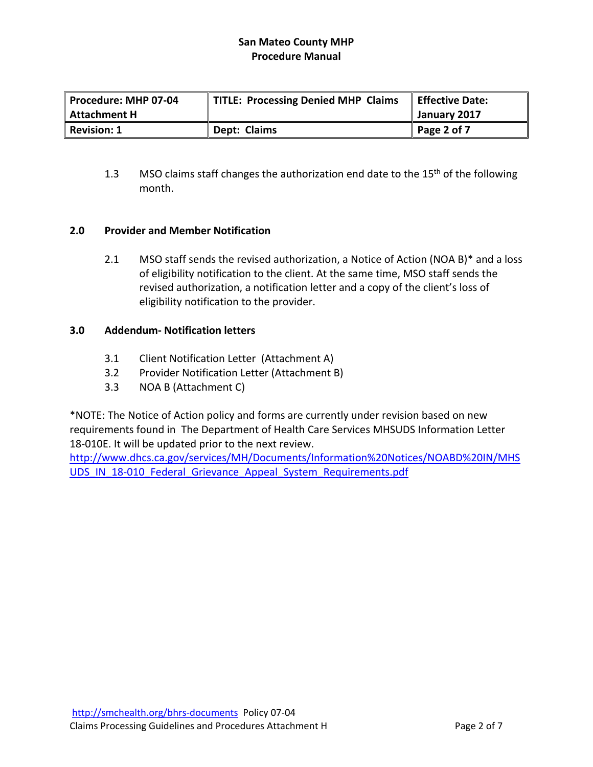| Procedure: MHP 07-04 Attachment H | TITLE: Processing Denied MHP Claims | Effective Date: January 2017 |
| --- | --- | --- |
| Revision: 1 | Dept: Claims | Page 2 of 7 |

1.3 MSO claims staff changes the authorization end date to the 15th of the following month.

**2.0 Provider and Member Notification**

2.1 MSO staff sends the revised authorization, a Notice of Action (NOA B)* and a loss of eligibility notification to the client. At the same time, MSO staff sends the revised authorization, a notification letter and a copy of the client's loss of eligibility notification to the provider.

**3.0 Addendum- Notification letters**

3.1 Client Notification Letter (Attachment A)
3.2 Provider Notification Letter (Attachment B)
3.3 NOA B (Attachment C)

*NOTE: The Notice of Action policy and forms are currently under revision based on new requirements found in The Department of Health Care Services MHSUDS Information Letter 18-010E. It will be updated prior to the next review.
http://www.dhcs.ca.gov/services/MH/Documents/Information%20Notices/NOABD%20IN/MHSUDS_IN_18-010_Federal_Grievance_Appeal_System_Requirements.pdf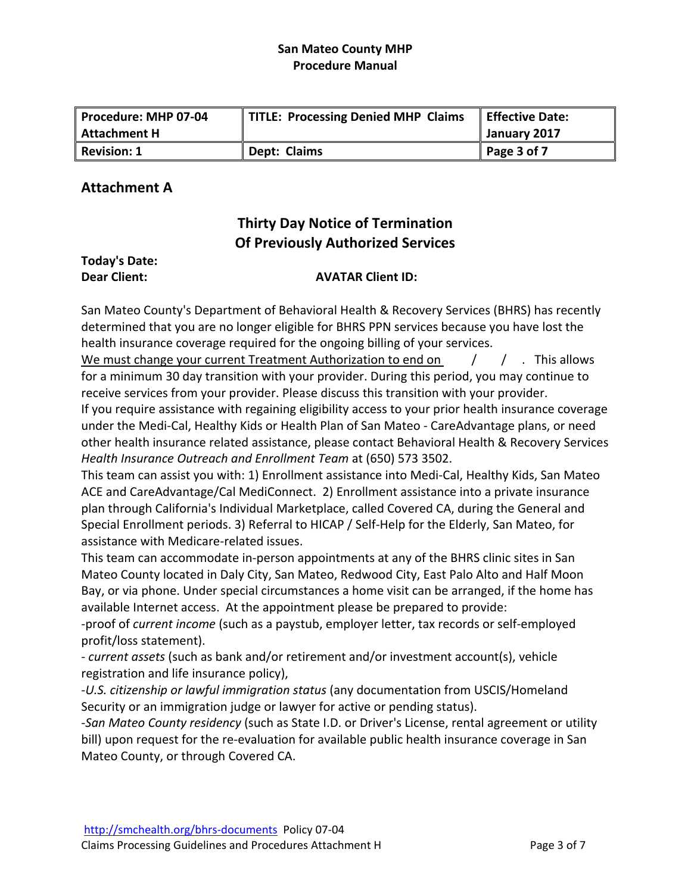| Procedure: MHP 07-04 Attachment H | TITLE: Processing Denied MHP Claims | Effective Date: January 2017 |
|---|---|---|
| Revision: 1 | Dept: Claims | Page 3 of 7 |

## Attachment A

### Thirty Day Notice of Termination Of Previously Authorized Services

**Today's Date:**

**Dear Client:** **AVATAR Client ID:**

San Mateo County's Department of Behavioral Health & Recovery Services (BHRS) has recently determined that you are no longer eligible for BHRS PPN services because you have lost the health insurance coverage required for the ongoing billing of your services.

<u>We must change your current Treatment Authorization to end on</u> / / . This allows for a minimum 30 day transition with your provider. During this period, you may continue to receive services from your provider. Please discuss this transition with your provider.

If you require assistance with regaining eligibility access to your prior health insurance coverage under the Medi-Cal, Healthy Kids or Health Plan of San Mateo - CareAdvantage plans, or need other health insurance related assistance, please contact Behavioral Health & Recovery Services *Health Insurance Outreach and Enrollment Team* at (650) 573 3502.

This team can assist you with: 1) Enrollment assistance into Medi-Cal, Healthy Kids, San Mateo ACE and CareAdvantage/Cal MediConnect. 2) Enrollment assistance into a private insurance plan through California's Individual Marketplace, called Covered CA, during the General and Special Enrollment periods. 3) Referral to HICAP / Self-Help for the Elderly, San Mateo, for assistance with Medicare-related issues.

This team can accommodate in-person appointments at any of the BHRS clinic sites in San Mateo County located in Daly City, San Mateo, Redwood City, East Palo Alto and Half Moon Bay, or via phone. Under special circumstances a home visit can be arranged, if the home has available Internet access. At the appointment please be prepared to provide:

-proof of *current income* (such as a paystub, employer letter, tax records or self-employed profit/loss statement).

- *current assets* (such as bank and/or retirement and/or investment account(s), vehicle registration and life insurance policy),

-*U.S. citizenship or lawful immigration status* (any documentation from USCIS/Homeland Security or an immigration judge or lawyer for active or pending status).

-*San Mateo County residency* (such as State I.D. or Driver's License, rental agreement or utility bill) upon request for the re-evaluation for available public health insurance coverage in San Mateo County, or through Covered CA.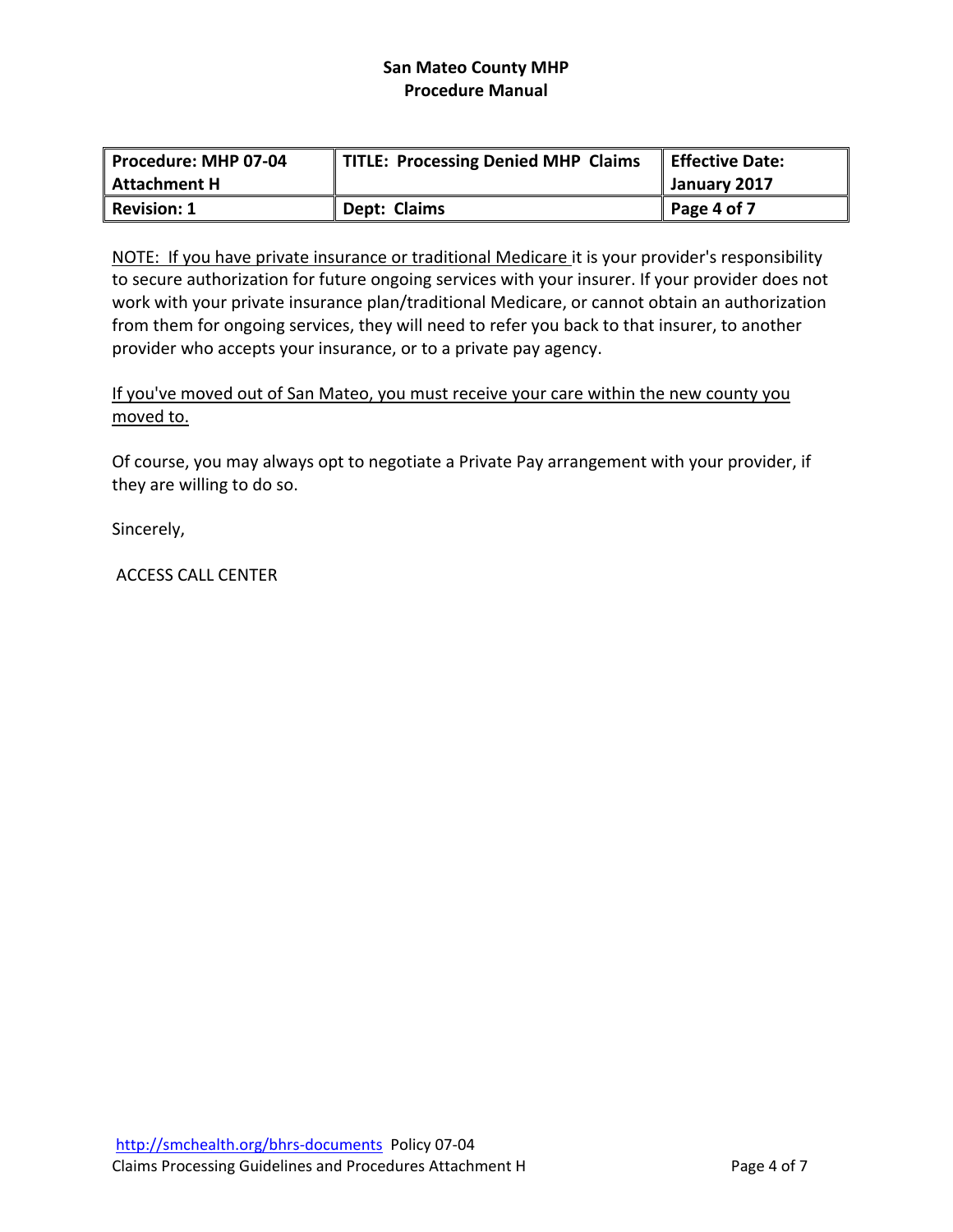NOTE: If you have private insurance or traditional Medicare it is your provider's responsibility to secure authorization for future ongoing services with your insurer. If your provider does not work with your private insurance plan/traditional Medicare, or cannot obtain an authorization from them for ongoing services, they will need to refer you back to that insurer, to another provider who accepts your insurance, or to a private pay agency.

If you've moved out of San Mateo, you must receive your care within the new county you moved to.

Of course, you may always opt to negotiate a Private Pay arrangement with your provider, if they are willing to do so.

Sincerely,

ACCESS CALL CENTER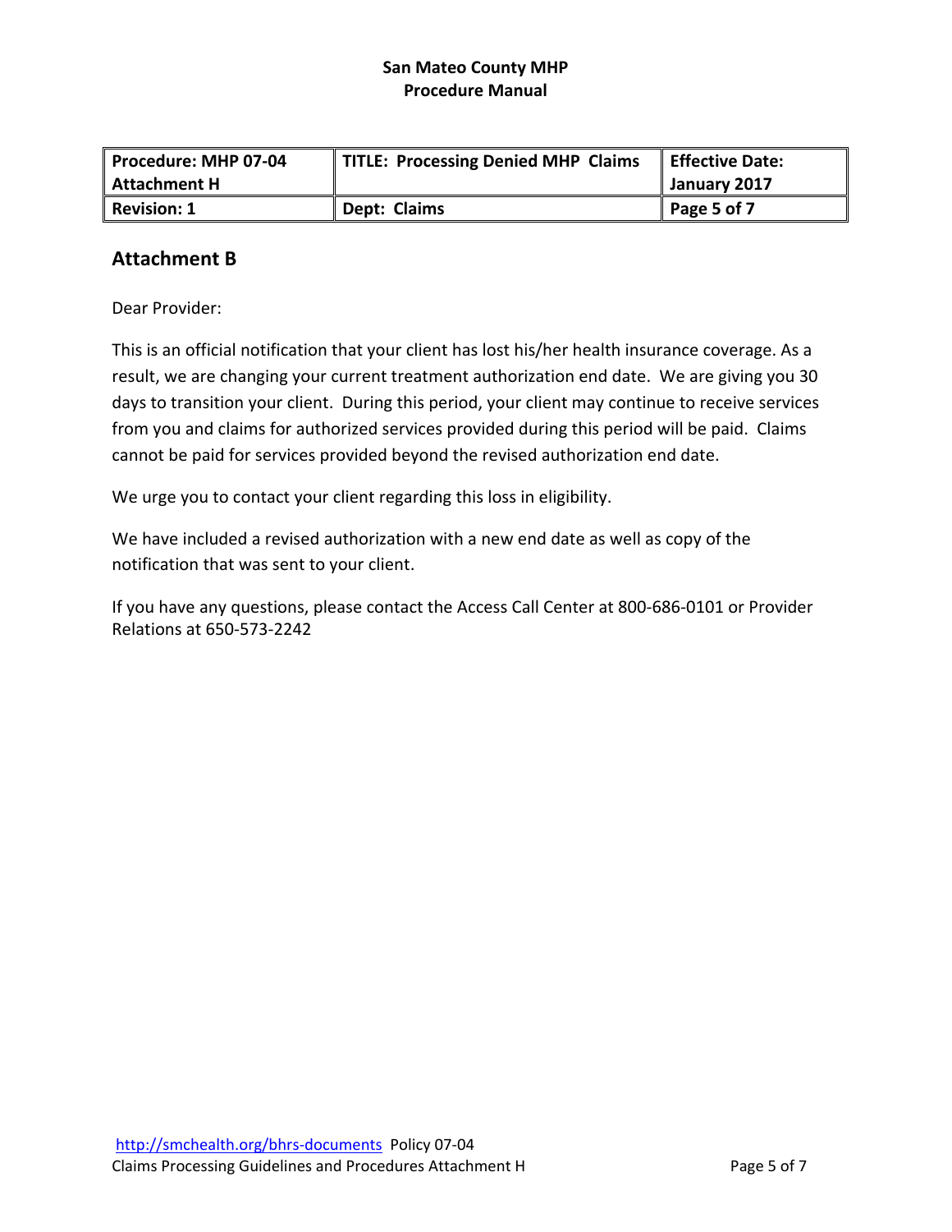| Procedure: MHP 07-04 Attachment H | TITLE: Processing Denied MHP Claims | Effective Date: January 2017 |
|---|---|---|
| Revision: 1 | Dept: Claims | Page 5 of 7 |

## Attachment B

Dear Provider:

This is an official notification that your client has lost his/her health insurance coverage. As a result, we are changing your current treatment authorization end date. We are giving you 30 days to transition your client. During this period, your client may continue to receive services from you and claims for authorized services provided during this period will be paid. Claims cannot be paid for services provided beyond the revised authorization end date.

We urge you to contact your client regarding this loss in eligibility.

We have included a revised authorization with a new end date as well as copy of the notification that was sent to your client.

If you have any questions, please contact the Access Call Center at 800-686-0101 or Provider Relations at 650-573-2242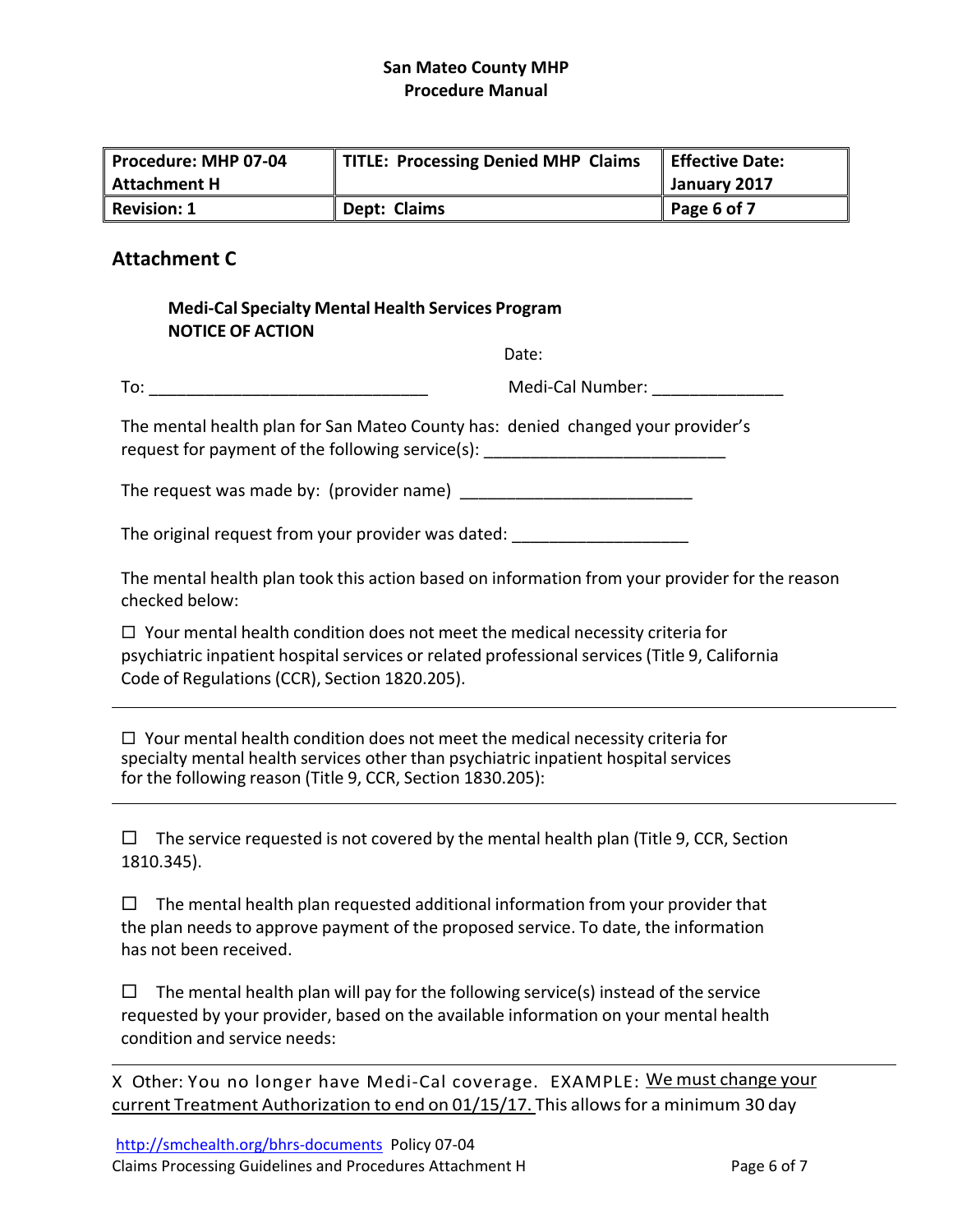| Procedure: MHP 07-04 Attachment H | TITLE: Processing Denied MHP Claims | Effective Date: January 2017 |
|---|---|---|
| Revision: 1 | Dept: Claims | Page 6 of 7 |

## Attachment C

**Medi-Cal Specialty Mental Health Services Program**
**NOTICE OF ACTION**

Date:

To: ______________________________ Medi-Cal Number: ______________

The mental health plan for San Mateo County has: denied changed your provider's request for payment of the following service(s): __________________________

The request was made by: (provider name) ________________________

The original request from your provider was dated: __________________

The mental health plan took this action based on information from your provider for the reason checked below:

☐ Your mental health condition does not meet the medical necessity criteria for psychiatric inpatient hospital services or related professional services (Title 9, California Code of Regulations (CCR), Section 1820.205).

---

☐ Your mental health condition does not meet the medical necessity criteria for specialty mental health services other than psychiatric inpatient hospital services for the following reason (Title 9, CCR, Section 1830.205):

---

☐ The service requested is not covered by the mental health plan (Title 9, CCR, Section 1810.345).

☐ The mental health plan requested additional information from your provider that the plan needs to approve payment of the proposed service. To date, the information has not been received.

☐ The mental health plan will pay for the following service(s) instead of the service requested by your provider, based on the available information on your mental health condition and service needs:

---

X Other: You no longer have Medi-Cal coverage. EXAMPLE: We must change your current Treatment Authorization to end on 01/15/17. This allows for a minimum 30 day

http://smchealth.org/bhrs-documents Policy 07-04
Claims Processing Guidelines and Procedures Attachment H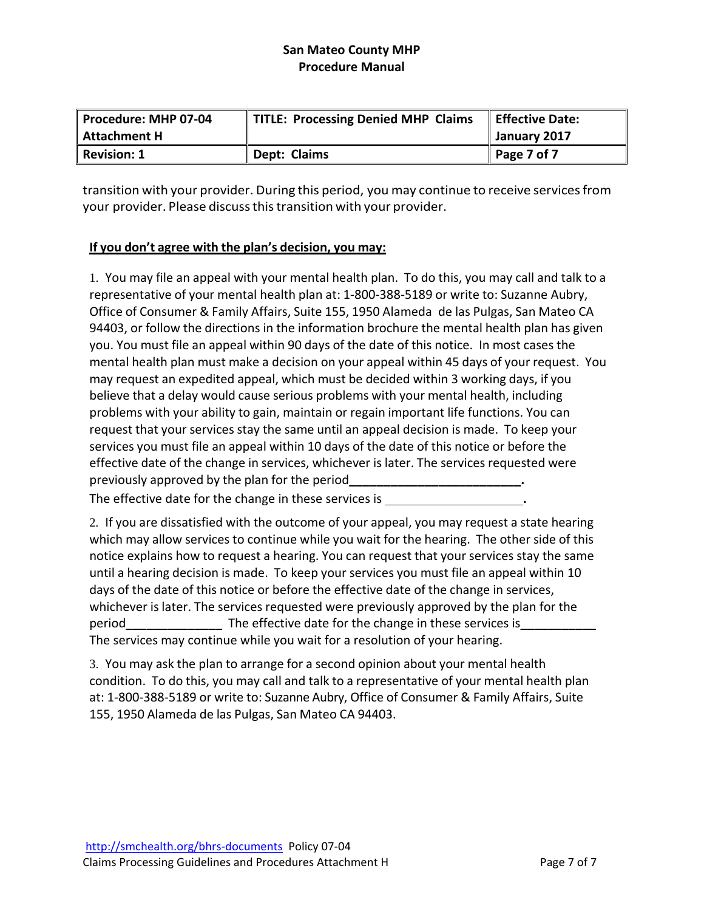| Procedure: MHP 07-04 Attachment H | TITLE: Processing Denied MHP Claims | Effective Date: January 2017 |
|---|---|---|
| Revision: 1 | Dept: Claims | Page 7 of 7 |

transition with your provider. During this period, you may continue to receive services from your provider. Please discuss this transition with your provider.

**If you don't agree with the plan's decision, you may:**

1. You may file an appeal with your mental health plan. To do this, you may call and talk to a representative of your mental health plan at: 1-800-388-5189 or write to: Suzanne Aubry, Office of Consumer & Family Affairs, Suite 155, 1950 Alameda de las Pulgas, San Mateo CA 94403, or follow the directions in the information brochure the mental health plan has given you. You must file an appeal within 90 days of the date of this notice. In most cases the mental health plan must make a decision on your appeal within 45 days of your request. You may request an expedited appeal, which must be decided within 3 working days, if you believe that a delay would cause serious problems with your mental health, including problems with your ability to gain, maintain or regain important life functions. You can request that your services stay the same until an appeal decision is made. To keep your services you must file an appeal within 10 days of the date of this notice or before the effective date of the change in services, whichever is later. The services requested were previously approved by the plan for the period_________________________.
The effective date for the change in these services is ____________________.

2. If you are dissatisfied with the outcome of your appeal, you may request a state hearing which may allow services to continue while you wait for the hearing. The other side of this notice explains how to request a hearing. You can request that your services stay the same until a hearing decision is made. To keep your services you must file an appeal within 10 days of the date of this notice or before the effective date of the change in services, whichever is later. The services requested were previously approved by the plan for the period______________ The effective date for the change in these services is___________
The services may continue while you wait for a resolution of your hearing.

3. You may ask the plan to arrange for a second opinion about your mental health condition. To do this, you may call and talk to a representative of your mental health plan at: 1-800-388-5189 or write to: Suzanne Aubry, Office of Consumer & Family Affairs, Suite 155, 1950 Alameda de las Pulgas, San Mateo CA 94403.